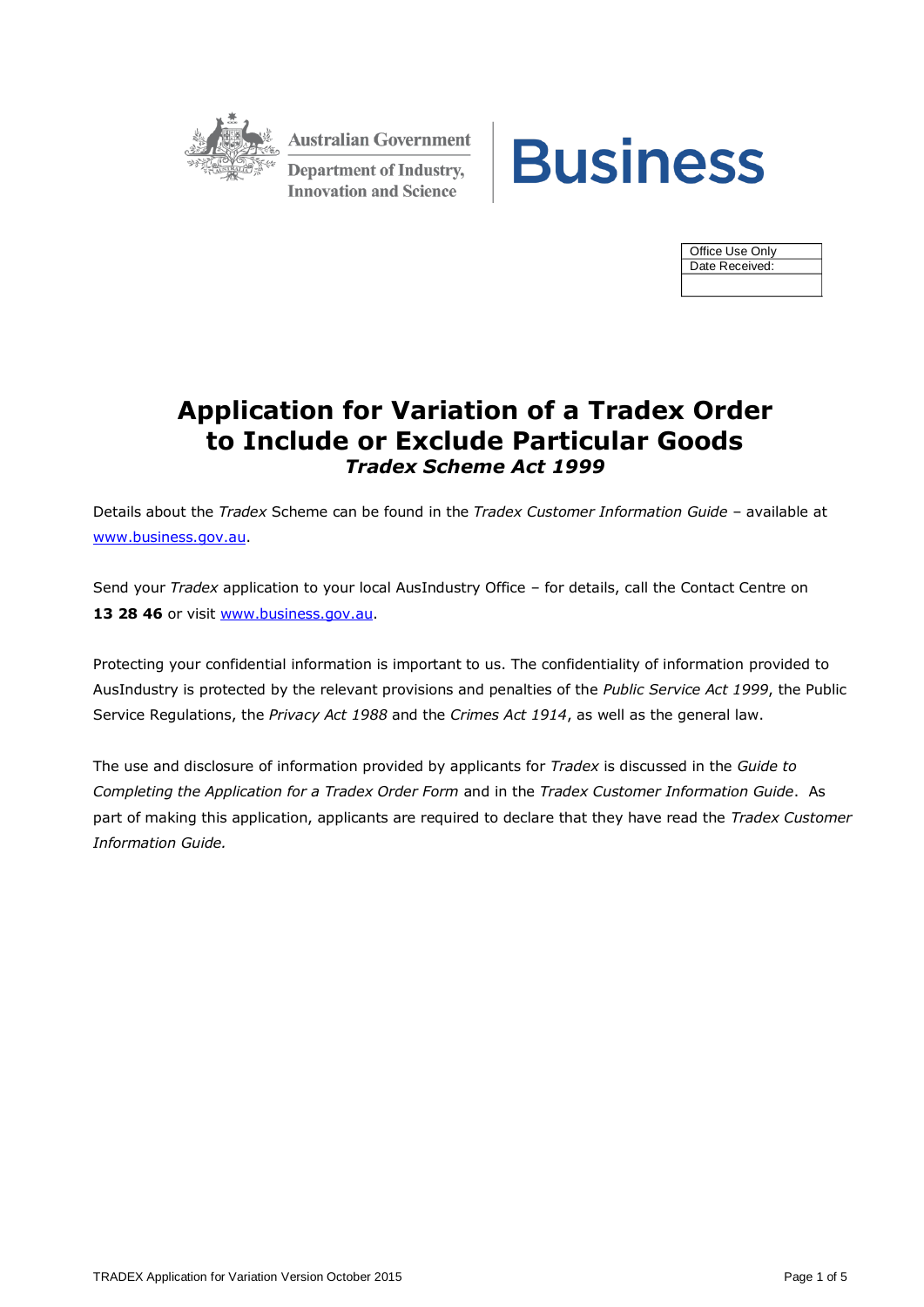Australian Government
Department of Industry, Innovation and Science

Business

| Office Use Only |
| --- |
| Date Received: |
| |

# Application for Variation of a Tradex Order to Include or Exclude Particular Goods

## *Tradex Scheme Act 1999*

Details about the *Tradex* Scheme can be found in the *Tradex Customer Information Guide* – available at www.business.gov.au.

Send your *Tradex* application to your local AusIndustry Office – for details, call the Contact Centre on **13 28 46** or visit www.business.gov.au.

Protecting your confidential information is important to us. The confidentiality of information provided to AusIndustry is protected by the relevant provisions and penalties of the *Public Service Act 1999*, the Public Service Regulations, the *Privacy Act 1988* and the *Crimes Act 1914*, as well as the general law.

The use and disclosure of information provided by applicants for *Tradex* is discussed in the *Guide to Completing the Application for a Tradex Order Form* and in the *Tradex Customer Information Guide*. As part of making this application, applicants are required to declare that they have read the *Tradex Customer Information Guide.*

TRADEX Application for Variation Version October 2015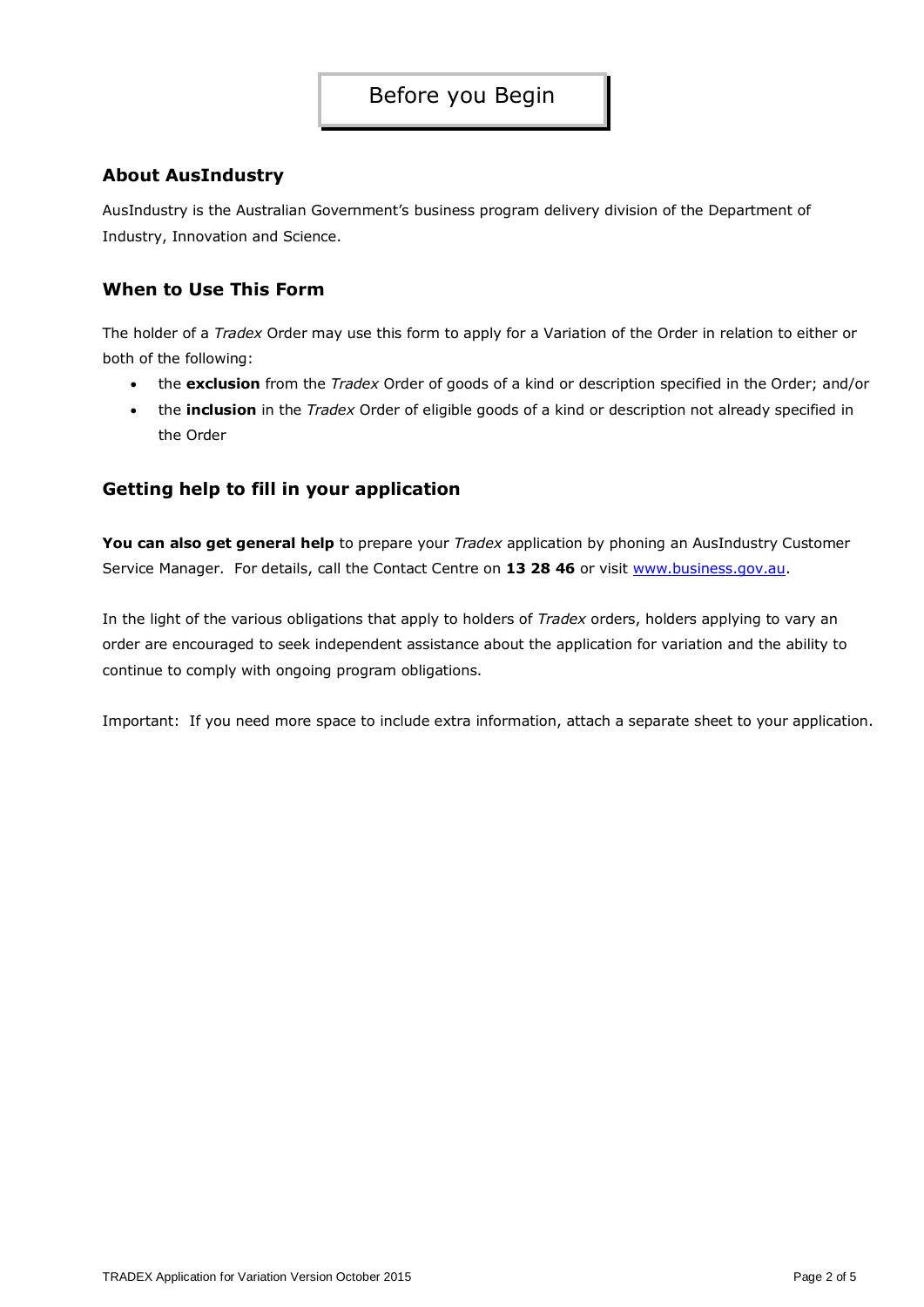# Before you Begin

## About AusIndustry

AusIndustry is the Australian Government's business program delivery division of the Department of Industry, Innovation and Science.

## When to Use This Form

The holder of a *Tradex* Order may use this form to apply for a Variation of the Order in relation to either or both of the following:

- the **exclusion** from the *Tradex* Order of goods of a kind or description specified in the Order; and/or
- the **inclusion** in the *Tradex* Order of eligible goods of a kind or description not already specified in the Order

## Getting help to fill in your application

**You can also get general help** to prepare your *Tradex* application by phoning an AusIndustry Customer Service Manager. For details, call the Contact Centre on **13 28 46** or visit [www.business.gov.au](www.business.gov.au).

In the light of the various obligations that apply to holders of *Tradex* orders, holders applying to vary an order are encouraged to seek independent assistance about the application for variation and the ability to continue to comply with ongoing program obligations.

Important: If you need more space to include extra information, attach a separate sheet to your application.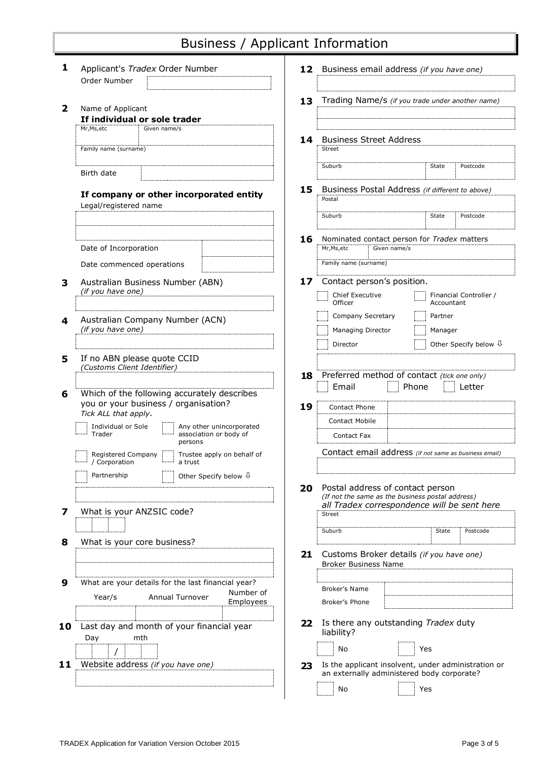# Business / Applicant Information

**1** Applicant's *Tradex* Order Number

Order Number

**2** Name of Applicant

**If individual or sole trader**

| Mr,Ms,etc | Given name/s |
|---|---|
| Family name (surname) | |

Birth date

**If company or other incorporated entity**

Legal/registered name

Date of Incorporation

Date commenced operations

**3** Australian Business Number (ABN)
*(if you have one)*

**4** Australian Company Number (ACN)
*(if you have one)*

**5** If no ABN please quote CCID
*(Customs Client Identifier)*

**6** Which of the following accurately describes you or your business / organisation?
*Tick ALL that apply.*

- ☐ Individual or Sole Trader
- ☐ Any other unincorporated association or body of persons
- ☐ Registered Company / Corporation
- ☐ Trustee apply on behalf of a trust
- ☐ Partnership
- ☐ Other Specify below ⇩

**7** What is your ANZSIC code?

**8** What is your core business?

**9** What are your details for the last financial year?

| Year/s | Annual Turnover | Number of Employees |
|---|---|---|
| | | |

**10** Last day and month of your financial year

Day / mth

**11** Website address *(if you have one)*

**12** Business email address *(if you have one)*

**13** Trading Name/s *(if you trade under another name)*

**14** Business Street Address

| Street | | |
|---|---|---|
| Suburb | State | Postcode |

**15** Business Postal Address *(if different to above)*

| Postal | | |
|---|---|---|
| Suburb | State | Postcode |

**16** Nominated contact person for *Tradex* matters

| Mr,Ms,etc | Given name/s |
|---|---|
| Family name (surname) | |

**17** Contact person's position.

- ☐ Chief Executive Officer
- ☐ Financial Controller / Accountant
- ☐ Company Secretary
- ☐ Partner
- ☐ Managing Director
- ☐ Manager
- ☐ Director
- ☐ Other Specify below ⇩

**18** Preferred method of contact *(tick one only)*

☐ Email ☐ Phone ☐ Letter

**19**

| Contact Phone | |
|---|---|
| Contact Mobile | |
| Contact Fax | |

Contact email address *(if not same as business email)*

**20** Postal address of contact person
*(If not the same as the business postal address)*
*all Tradex correspondence will be sent here*

| Street | | |
|---|---|---|
| Suburb | State | Postcode |

**21** Customs Broker details *(if you have one)*

Broker Business Name

| Broker's Name | |
|---|---|
| Broker's Phone | |

**22** Is there any outstanding *Tradex* duty liability?

☐ No ☐ Yes

**23** Is the applicant insolvent, under administration or an externally administered body corporate?

☐ No ☐ Yes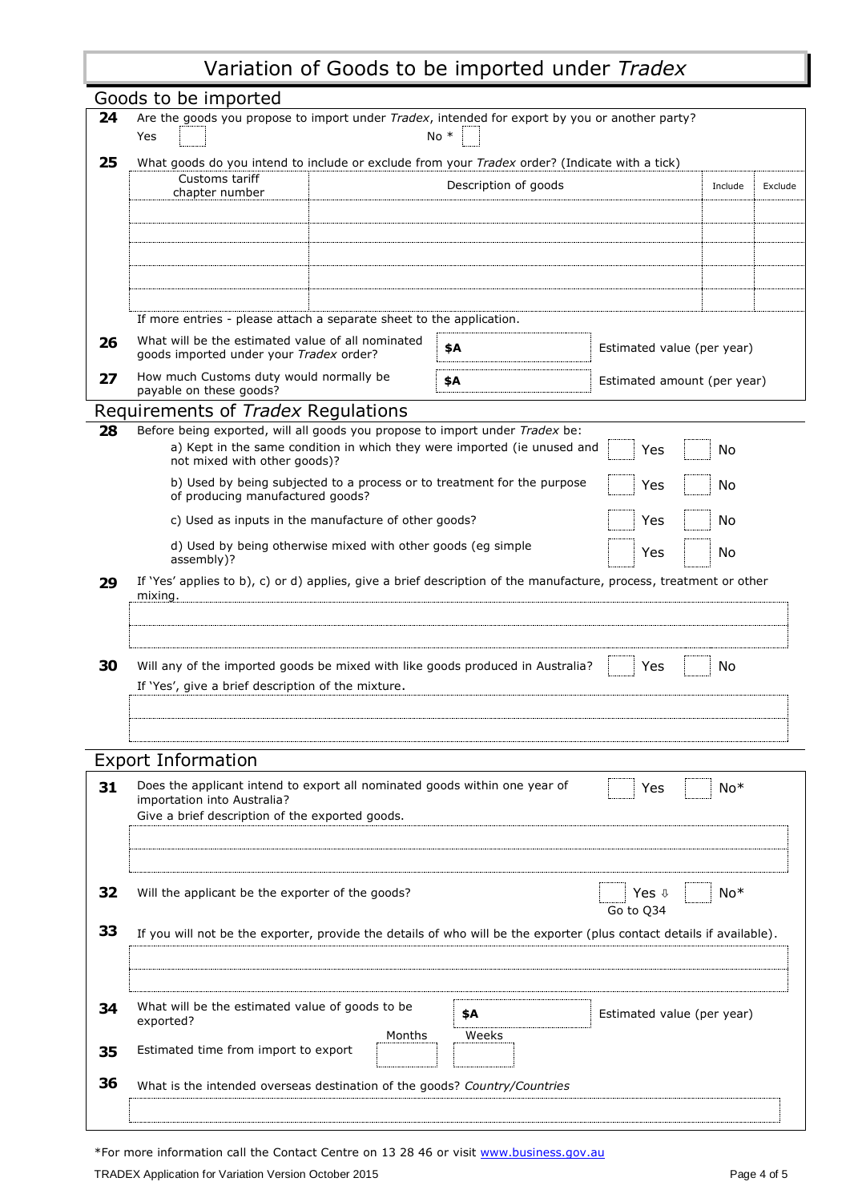# Variation of Goods to be imported under *Tradex*

## Goods to be imported

**24** Are the goods you propose to import under *Tradex*, intended for export by you or another party?

Yes ☐ No * ☐

**25** What goods do you intend to include or exclude from your *Tradex* order? (Indicate with a tick)

| Customs tariff chapter number | Description of goods | Include | Exclude |
|---|---|---|---|
| | | | |
| | | | |
| | | | |
| | | | |
| | | | |

If more entries - please attach a separate sheet to the application.

**26** What will be the estimated value of all nominated goods imported under your *Tradex* order? **$A** ______ Estimated value (per year)

**27** How much Customs duty would normally be payable on these goods? **$A** ______ Estimated amount (per year)

## Requirements of *Tradex* Regulations

**28** Before being exported, will all goods you propose to import under *Tradex* be:

a) Kept in the same condition in which they were imported (ie unused and not mixed with other goods)? ☐ Yes ☐ No

b) Used by being subjected to a process or to treatment for the purpose of producing manufactured goods? ☐ Yes ☐ No

c) Used as inputs in the manufacture of other goods? ☐ Yes ☐ No

d) Used by being otherwise mixed with other goods (eg simple assembly)? ☐ Yes ☐ No

**29** If 'Yes' applies to b), c) or d) applies, give a brief description of the manufacture, process, treatment or other mixing.

______

**30** Will any of the imported goods be mixed with like goods produced in Australia? ☐ Yes ☐ No

If 'Yes', give a brief description of the mixture.

______

## Export Information

**31** Does the applicant intend to export all nominated goods within one year of importation into Australia? ☐ Yes ☐ No*

Give a brief description of the exported goods.

______

**32** Will the applicant be the exporter of the goods? ☐ Yes ⇩ Go to Q34 ☐ No*

**33** If you will not be the exporter, provide the details of who will be the exporter (plus contact details if available).

______

**34** What will be the estimated value of goods to be exported? **$A** ______ Estimated value (per year)

**35** Estimated time from import to export Months ______ Weeks ______

**36** What is the intended overseas destination of the goods? *Country/Countries*

______

*For more information call the Contact Centre on 13 28 46 or visit [www.business.gov.au](http://www.business.gov.au)

TRADEX Application for Variation Version October 2015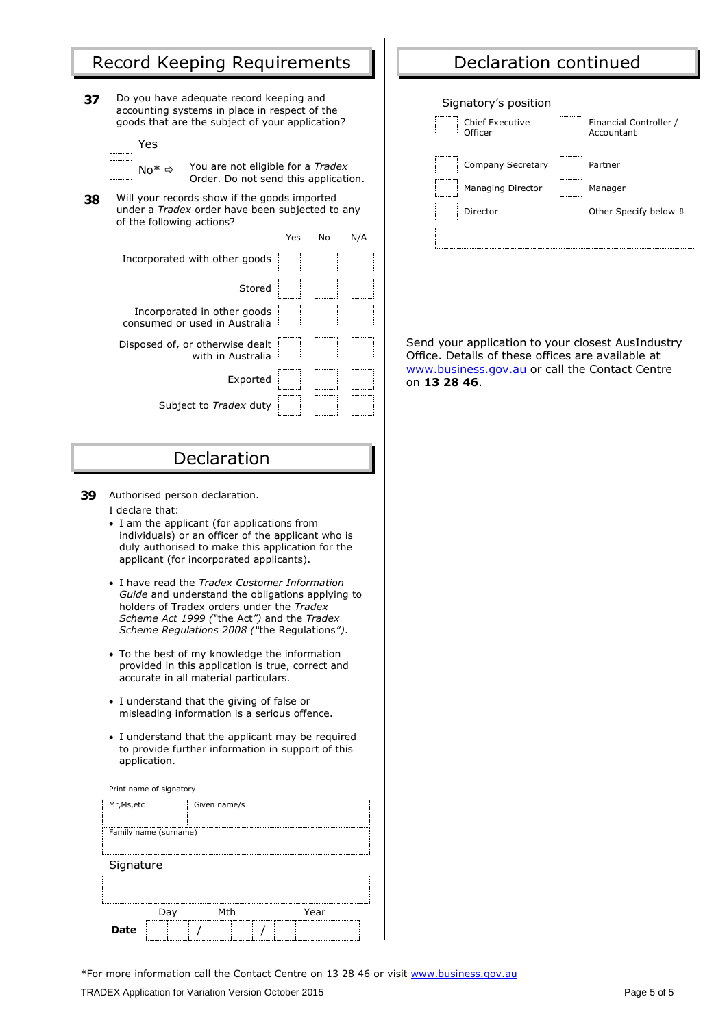## Record Keeping Requirements

**37** Do you have adequate record keeping and accounting systems in place in respect of the goods that are the subject of your application?

☐ Yes

☐ No* ⇨ You are not eligible for a *Tradex* Order. Do not send this application.

**38** Will your records show if the goods imported under a *Tradex* order have been subjected to any of the following actions?

| | Yes | No | N/A |
|---|---|---|---|
| Incorporated with other goods | ☐ | ☐ | ☐ |
| Stored | ☐ | ☐ | ☐ |
| Incorporated in other goods consumed or used in Australia | ☐ | ☐ | ☐ |
| Disposed of, or otherwise dealt with in Australia | ☐ | ☐ | ☐ |
| Exported | ☐ | ☐ | ☐ |
| Subject to *Tradex* duty | ☐ | ☐ | ☐ |

## Declaration

**39** Authorised person declaration.

I declare that:

- I am the applicant (for applications from individuals) or an officer of the applicant who is duly authorised to make this application for the applicant (for incorporated applicants).
- I have read the *Tradex Customer Information Guide* and understand the obligations applying to holders of Tradex orders under the *Tradex Scheme Act 1999* ("the Act") and the *Tradex Scheme Regulations 2008* ("the Regulations").
- To the best of my knowledge the information provided in this application is true, correct and accurate in all material particulars.
- I understand that the giving of false or misleading information is a serious offence.
- I understand that the applicant may be required to provide further information in support of this application.

Print name of signatory

| Mr,Ms,etc | Given name/s |
|---|---|
| Family name (surname) | |

Signature

Date ____ / ____ / ________ (Day / Mth / Year)

## Declaration continued

Signatory's position

| | |
|---|---|
| ☐ Chief Executive Officer | ☐ Financial Controller / Accountant |
| ☐ Company Secretary | ☐ Partner |
| ☐ Managing Director | ☐ Manager |
| ☐ Director | ☐ Other Specify below ⇩ |

Send your application to your closest AusIndustry Office. Details of these offices are available at www.business.gov.au or call the Contact Centre on **13 28 46**.

*For more information call the Contact Centre on 13 28 46 or visit www.business.gov.au